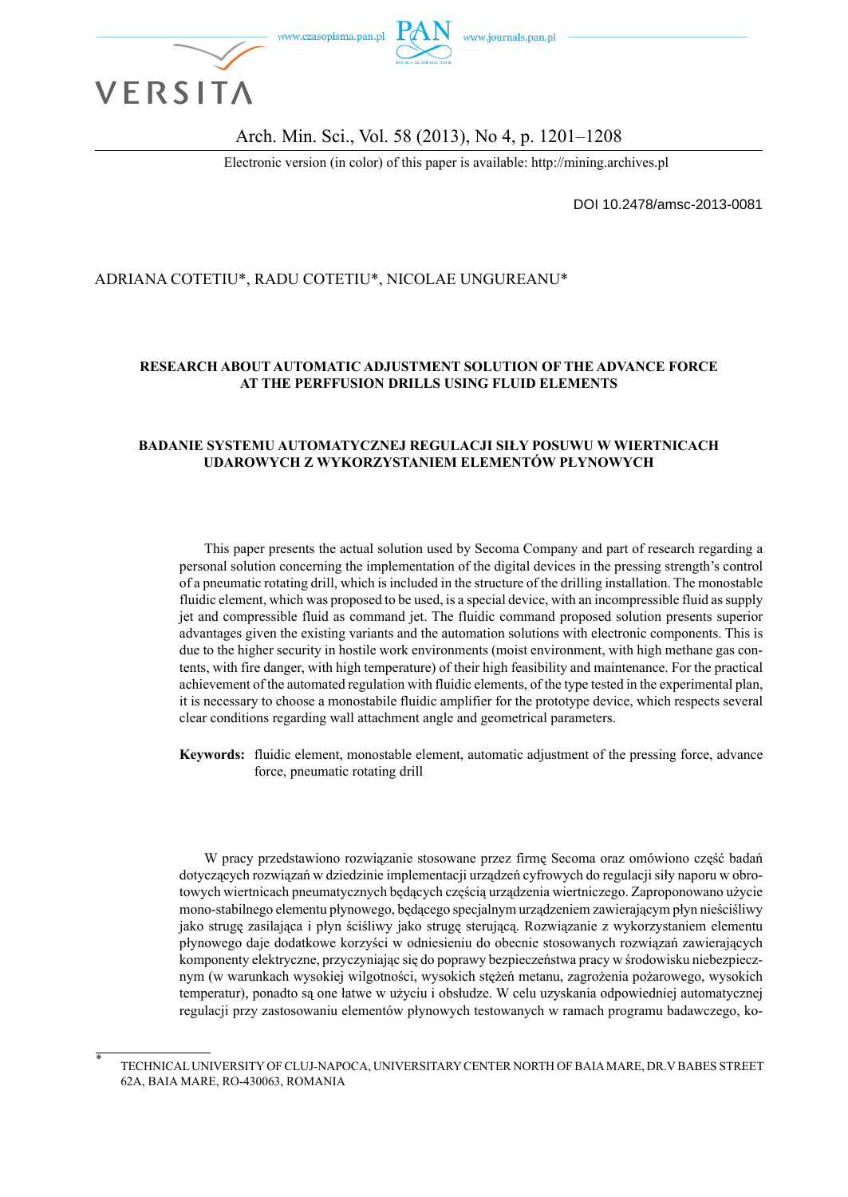DOI 10.2478/amsc-2013-0081

ADRIANA COTETIU*, RADU COTETIU*, NICOLAE UNGUREANU*

# RESEARCH ABOUT AUTOMATIC ADJUSTMENT SOLUTION OF THE ADVANCE FORCE AT THE PERFFUSION DRILLS USING FLUID ELEMENTS

# BADANIE SYSTEMU AUTOMATYCZNEJ REGULACJI SIŁY POSUWU W WIERTNICACH UDAROWYCH Z WYKORZYSTANIEM ELEMENTÓW PŁYNOWYCH

This paper presents the actual solution used by Secoma Company and part of research regarding a personal solution concerning the implementation of the digital devices in the pressing strength's control of a pneumatic rotating drill, which is included in the structure of the drilling installation. The monostable fluidic element, which was proposed to be used, is a special device, with an incompressible fluid as supply jet and compressible fluid as command jet. The fluidic command proposed solution presents superior advantages given the existing variants and the automation solutions with electronic components. This is due to the higher security in hostile work environments (moist environment, with high methane gas contents, with fire danger, with high temperature) of their high feasibility and maintenance. For the practical achievement of the automated regulation with fluidic elements, of the type tested in the experimental plan, it is necessary to choose a monostabile fluidic amplifier for the prototype device, which respects several clear conditions regarding wall attachment angle and geometrical parameters.

**Keywords:** fluidic element, monostable element, automatic adjustment of the pressing force, advance force, pneumatic rotating drill

W pracy przedstawiono rozwiązanie stosowane przez firmę Secoma oraz omówiono część badań dotyczących rozwiązań w dziedzinie implementacji urządzeń cyfrowych do regulacji siły naporu w obrotowych wiertnicach pneumatycznych będących częścią urządzenia wiertniczego. Zaproponowano użycie mono-stabilnego elementu płynowego, będącego specjalnym urządzeniem zawierającym płyn nieściśliwy jako strugę zasilająca i płyn ściśliwy jako strugę sterującą. Rozwiązanie z wykorzystaniem elementu płynowego daje dodatkowe korzyści w odniesieniu do obecnie stosowanych rozwiązań zawierających komponenty elektryczne, przyczyniając się do poprawy bezpieczeństwa pracy w środowisku niebezpiecznym (w warunkach wysokiej wilgotności, wysokich stężeń metanu, zagrożenia pożarowego, wysokich temperatur), ponadto są one łatwe w użyciu i obsłudze. W celu uzyskania odpowiedniej automatycznej regulacji przy zastosowaniu elementów płynowych testowanych w ramach programu badawczego, ko-

---

\* TECHNICAL UNIVERSITY OF CLUJ-NAPOCA, UNIVERSITARY CENTER NORTH OF BAIA MARE, DR.V BABES STREET 62A, BAIA MARE, RO-430063, ROMANIA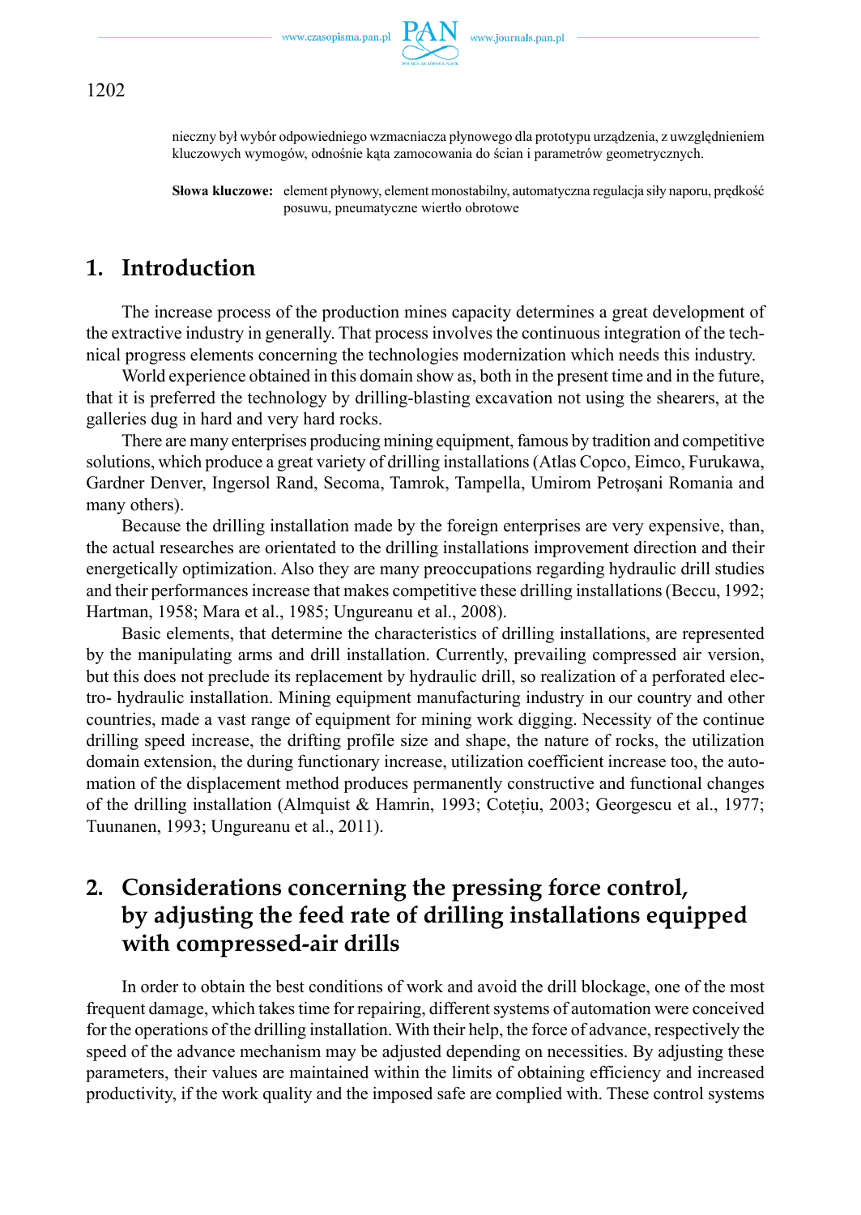nieczny był wybór odpowiedniego wzmacniacza płynowego dla prototypu urządzenia, z uwzględnieniem kluczowych wymogów, odnośnie kąta zamocowania do ścian i parametrów geometrycznych.

**Słowa kluczowe:** element płynowy, element monostabilny, automatyczna regulacja siły naporu, prędkość posuwu, pneumatyczne wiertło obrotowe

## 1. Introduction

The increase process of the production mines capacity determines a great development of the extractive industry in generally. That process involves the continuous integration of the technical progress elements concerning the technologies modernization which needs this industry.

World experience obtained in this domain show as, both in the present time and in the future, that it is preferred the technology by drilling-blasting excavation not using the shearers, at the galleries dug in hard and very hard rocks.

There are many enterprises producing mining equipment, famous by tradition and competitive solutions, which produce a great variety of drilling installations (Atlas Copco, Eimco, Furukawa, Gardner Denver, Ingersol Rand, Secoma, Tamrok, Tampella, Umirom Petroşani Romania and many others).

Because the drilling installation made by the foreign enterprises are very expensive, than, the actual researches are orientated to the drilling installations improvement direction and their energetically optimization. Also they are many preoccupations regarding hydraulic drill studies and their performances increase that makes competitive these drilling installations (Beccu, 1992; Hartman, 1958; Mara et al., 1985; Ungureanu et al., 2008).

Basic elements, that determine the characteristics of drilling installations, are represented by the manipulating arms and drill installation. Currently, prevailing compressed air version, but this does not preclude its replacement by hydraulic drill, so realization of a perforated electro- hydraulic installation. Mining equipment manufacturing industry in our country and other countries, made a vast range of equipment for mining work digging. Necessity of the continue drilling speed increase, the drifting profile size and shape, the nature of rocks, the utilization domain extension, the during functionary increase, utilization coefficient increase too, the automation of the displacement method produces permanently constructive and functional changes of the drilling installation (Almquist & Hamrin, 1993; Cotețiu, 2003; Georgescu et al., 1977; Tuunanen, 1993; Ungureanu et al., 2011).

## 2. Considerations concerning the pressing force control, by adjusting the feed rate of drilling installations equipped with compressed-air drills

In order to obtain the best conditions of work and avoid the drill blockage, one of the most frequent damage, which takes time for repairing, different systems of automation were conceived for the operations of the drilling installation. With their help, the force of advance, respectively the speed of the advance mechanism may be adjusted depending on necessities. By adjusting these parameters, their values are maintained within the limits of obtaining efficiency and increased productivity, if the work quality and the imposed safe are complied with. These control systems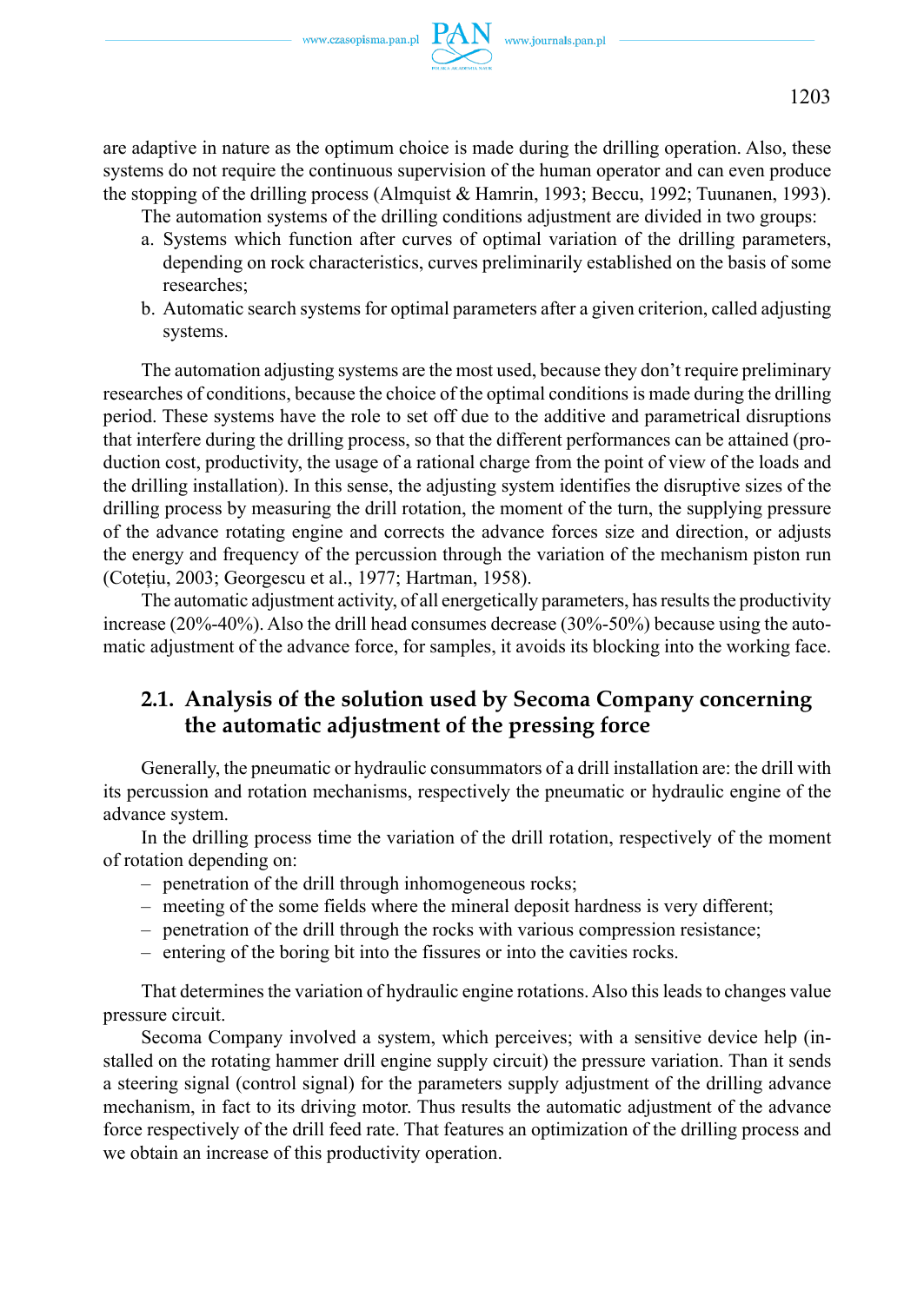are adaptive in nature as the optimum choice is made during the drilling operation. Also, these systems do not require the continuous supervision of the human operator and can even produce the stopping of the drilling process (Almquist & Hamrin, 1993; Beccu, 1992; Tuunanen, 1993).

The automation systems of the drilling conditions adjustment are divided in two groups:

a. Systems which function after curves of optimal variation of the drilling parameters, depending on rock characteristics, curves preliminarily established on the basis of some researches;
b. Automatic search systems for optimal parameters after a given criterion, called adjusting systems.

The automation adjusting systems are the most used, because they don't require preliminary researches of conditions, because the choice of the optimal conditions is made during the drilling period. These systems have the role to set off due to the additive and parametrical disruptions that interfere during the drilling process, so that the different performances can be attained (production cost, productivity, the usage of a rational charge from the point of view of the loads and the drilling installation). In this sense, the adjusting system identifies the disruptive sizes of the drilling process by measuring the drill rotation, the moment of the turn, the supplying pressure of the advance rotating engine and corrects the advance forces size and direction, or adjusts the energy and frequency of the percussion through the variation of the mechanism piston run (Cotețiu, 2003; Georgescu et al., 1977; Hartman, 1958).

The automatic adjustment activity, of all energetically parameters, has results the productivity increase (20%-40%). Also the drill head consumes decrease (30%-50%) because using the automatic adjustment of the advance force, for samples, it avoids its blocking into the working face.

## 2.1. Analysis of the solution used by Secoma Company concerning the automatic adjustment of the pressing force

Generally, the pneumatic or hydraulic consummators of a drill installation are: the drill with its percussion and rotation mechanisms, respectively the pneumatic or hydraulic engine of the advance system.

In the drilling process time the variation of the drill rotation, respectively of the moment of rotation depending on:

- penetration of the drill through inhomogeneous rocks;
- meeting of the some fields where the mineral deposit hardness is very different;
- penetration of the drill through the rocks with various compression resistance;
- entering of the boring bit into the fissures or into the cavities rocks.

That determines the variation of hydraulic engine rotations. Also this leads to changes value pressure circuit.

Secoma Company involved a system, which perceives; with a sensitive device help (installed on the rotating hammer drill engine supply circuit) the pressure variation. Than it sends a steering signal (control signal) for the parameters supply adjustment of the drilling advance mechanism, in fact to its driving motor. Thus results the automatic adjustment of the advance force respectively of the drill feed rate. That features an optimization of the drilling process and we obtain an increase of this productivity operation.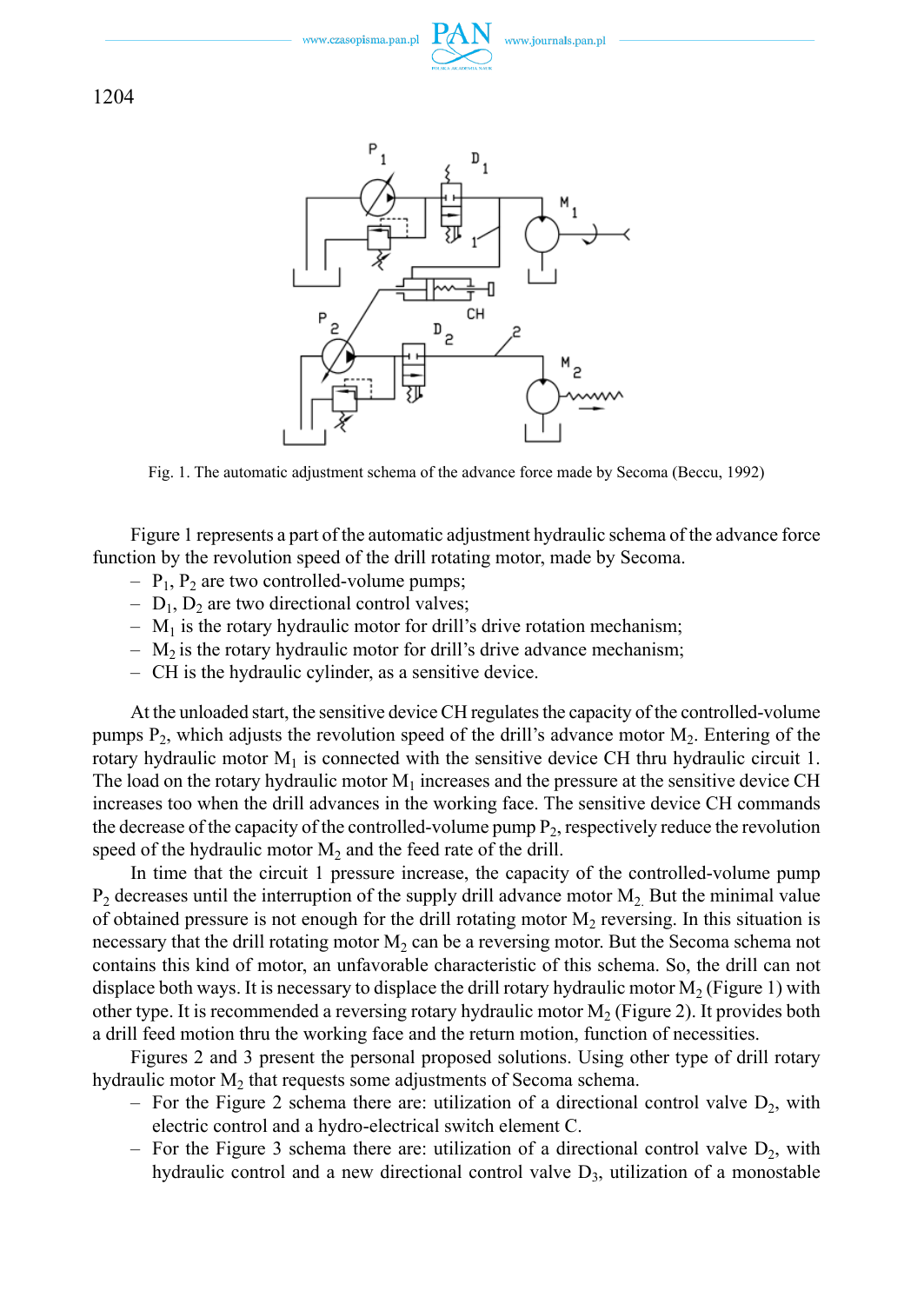Fig. 1. The automatic adjustment schema of the advance force made by Secoma (Beccu, 1992)

Figure 1 represents a part of the automatic adjustment hydraulic schema of the advance force function by the revolution speed of the drill rotating motor, made by Secoma.

- $P_1$, $P_2$ are two controlled-volume pumps;
- $D_1$, $D_2$ are two directional control valves;
- $M_1$ is the rotary hydraulic motor for drill's drive rotation mechanism;
- $M_2$ is the rotary hydraulic motor for drill's drive advance mechanism;
- CH is the hydraulic cylinder, as a sensitive device.

At the unloaded start, the sensitive device CH regulates the capacity of the controlled-volume pumps $P_2$, which adjusts the revolution speed of the drill's advance motor $M_2$. Entering of the rotary hydraulic motor $M_1$ is connected with the sensitive device CH thru hydraulic circuit 1. The load on the rotary hydraulic motor $M_1$ increases and the pressure at the sensitive device CH increases too when the drill advances in the working face. The sensitive device CH commands the decrease of the capacity of the controlled-volume pump $P_2$, respectively reduce the revolution speed of the hydraulic motor $M_2$ and the feed rate of the drill.

In time that the circuit 1 pressure increase, the capacity of the controlled-volume pump $P_2$ decreases until the interruption of the supply drill advance motor $M_2$. But the minimal value of obtained pressure is not enough for the drill rotating motor $M_2$ reversing. In this situation is necessary that the drill rotating motor $M_2$ can be a reversing motor. But the Secoma schema not contains this kind of motor, an unfavorable characteristic of this schema. So, the drill can not displace both ways. It is necessary to displace the drill rotary hydraulic motor $M_2$ (Figure 1) with other type. It is recommended a reversing rotary hydraulic motor $M_2$ (Figure 2). It provides both a drill feed motion thru the working face and the return motion, function of necessities.

Figures 2 and 3 present the personal proposed solutions. Using other type of drill rotary hydraulic motor $M_2$ that requests some adjustments of Secoma schema.

- For the Figure 2 schema there are: utilization of a directional control valve $D_2$, with electric control and a hydro-electrical switch element C.
- For the Figure 3 schema there are: utilization of a directional control valve $D_2$, with hydraulic control and a new directional control valve $D_3$, utilization of a monostable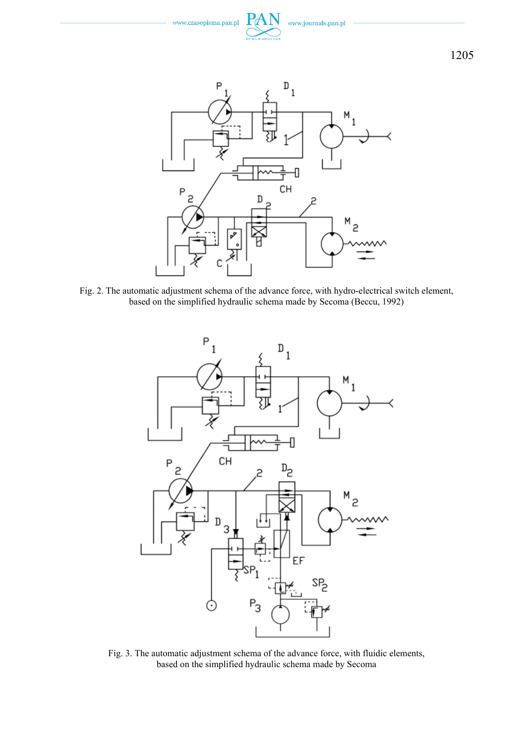Fig. 2. The automatic adjustment schema of the advance force, with hydro-electrical switch element, based on the simplified hydraulic schema made by Secoma (Beccu, 1992)

Fig. 3. The automatic adjustment schema of the advance force, with fluidic elements, based on the simplified hydraulic schema made by Secoma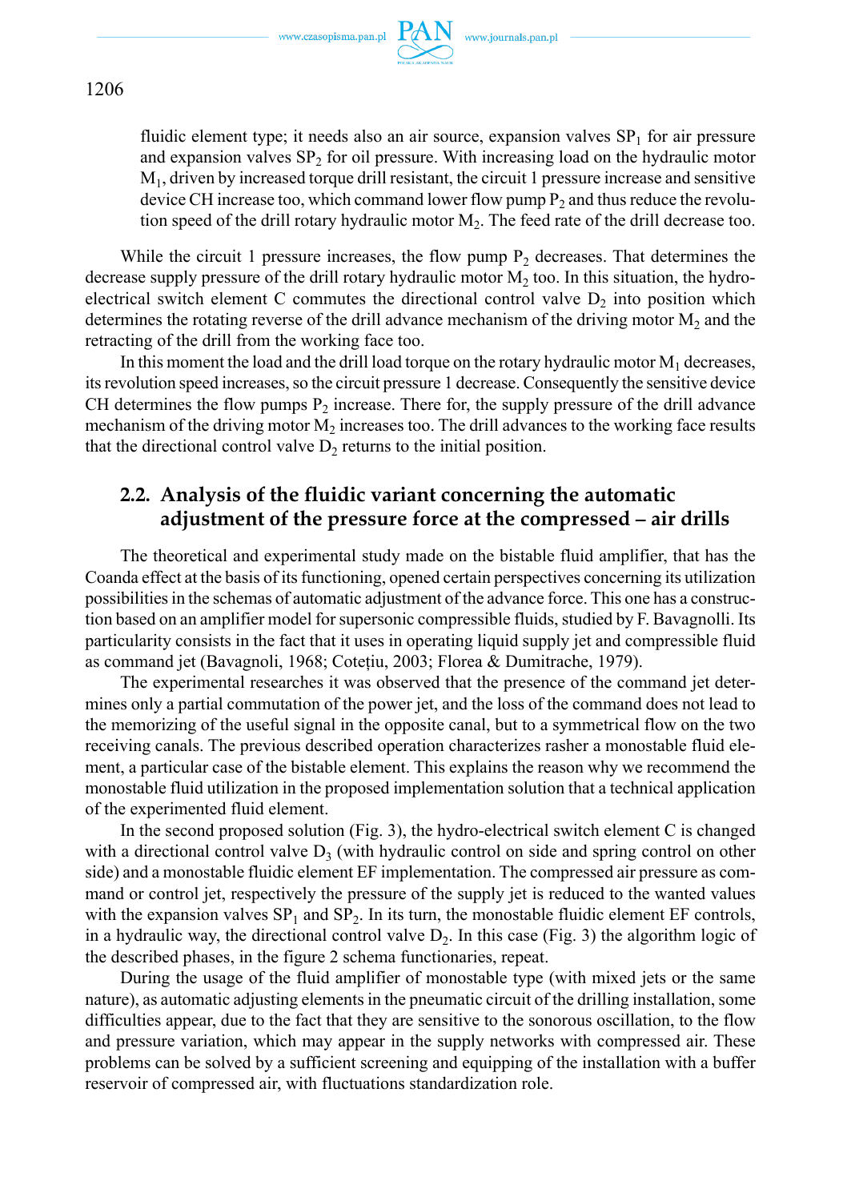fluidic element type; it needs also an air source, expansion valves $SP_1$ for air pressure and expansion valves $SP_2$ for oil pressure. With increasing load on the hydraulic motor $M_1$, driven by increased torque drill resistant, the circuit 1 pressure increase and sensitive device CH increase too, which command lower flow pump $P_2$ and thus reduce the revolution speed of the drill rotary hydraulic motor $M_2$. The feed rate of the drill decrease too.

While the circuit 1 pressure increases, the flow pump $P_2$ decreases. That determines the decrease supply pressure of the drill rotary hydraulic motor $M_2$ too. In this situation, the hydro-electrical switch element C commutes the directional control valve $D_2$ into position which determines the rotating reverse of the drill advance mechanism of the driving motor $M_2$ and the retracting of the drill from the working face too.

In this moment the load and the drill load torque on the rotary hydraulic motor $M_1$ decreases, its revolution speed increases, so the circuit pressure 1 decrease. Consequently the sensitive device CH determines the flow pumps $P_2$ increase. There for, the supply pressure of the drill advance mechanism of the driving motor $M_2$ increases too. The drill advances to the working face results that the directional control valve $D_2$ returns to the initial position.

## 2.2. Analysis of the fluidic variant concerning the automatic adjustment of the pressure force at the compressed – air drills

The theoretical and experimental study made on the bistable fluid amplifier, that has the Coanda effect at the basis of its functioning, opened certain perspectives concerning its utilization possibilities in the schemas of automatic adjustment of the advance force. This one has a construction based on an amplifier model for supersonic compressible fluids, studied by F. Bavagnolli. Its particularity consists in the fact that it uses in operating liquid supply jet and compressible fluid as command jet (Bavagnoli, 1968; Coteţiu, 2003; Florea & Dumitrache, 1979).

The experimental researches it was observed that the presence of the command jet determines only a partial commutation of the power jet, and the loss of the command does not lead to the memorizing of the useful signal in the opposite canal, but to a symmetrical flow on the two receiving canals. The previous described operation characterizes rasher a monostable fluid element, a particular case of the bistable element. This explains the reason why we recommend the monostable fluid utilization in the proposed implementation solution that a technical application of the experimented fluid element.

In the second proposed solution (Fig. 3), the hydro-electrical switch element C is changed with a directional control valve $D_3$ (with hydraulic control on side and spring control on other side) and a monostable fluidic element EF implementation. The compressed air pressure as command or control jet, respectively the pressure of the supply jet is reduced to the wanted values with the expansion valves $SP_1$ and $SP_2$. In its turn, the monostable fluidic element EF controls, in a hydraulic way, the directional control valve $D_2$. In this case (Fig. 3) the algorithm logic of the described phases, in the figure 2 schema functionaries, repeat.

During the usage of the fluid amplifier of monostable type (with mixed jets or the same nature), as automatic adjusting elements in the pneumatic circuit of the drilling installation, some difficulties appear, due to the fact that they are sensitive to the sonorous oscillation, to the flow and pressure variation, which may appear in the supply networks with compressed air. These problems can be solved by a sufficient screening and equipping of the installation with a buffer reservoir of compressed air, with fluctuations standardization role.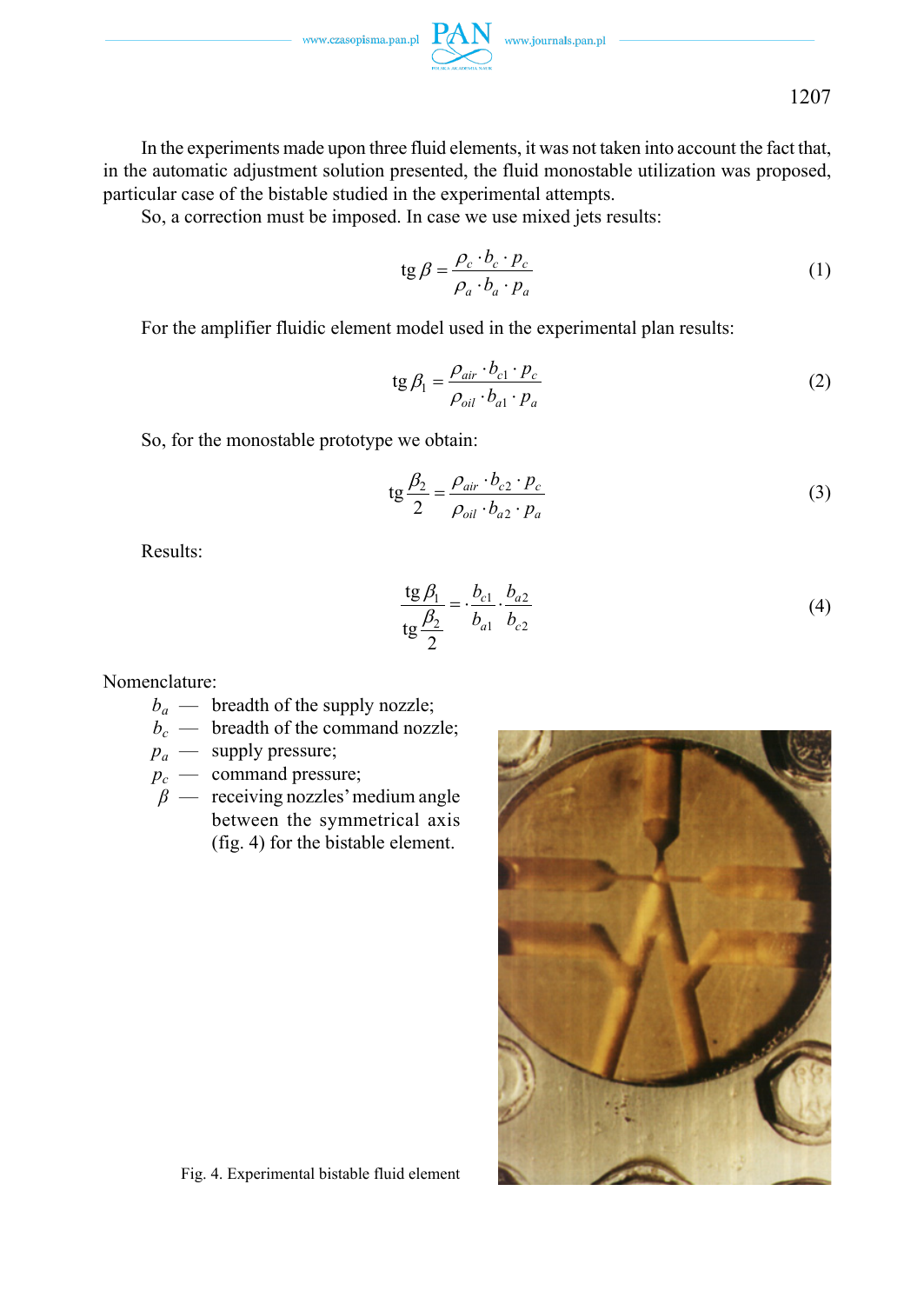In the experiments made upon three fluid elements, it was not taken into account the fact that, in the automatic adjustment solution presented, the fluid monostable utilization was proposed, particular case of the bistable studied in the experimental attempts.

So, a correction must be imposed. In case we use mixed jets results:

$$\operatorname{tg}\beta = \frac{\rho_c \cdot b_c \cdot p_c}{\rho_a \cdot b_a \cdot p_a} \tag{1}$$

For the amplifier fluidic element model used in the experimental plan results:

$$\operatorname{tg}\beta_1 = \frac{\rho_{air} \cdot b_{c1} \cdot p_c}{\rho_{oil} \cdot b_{a1} \cdot p_a} \tag{2}$$

So, for the monostable prototype we obtain:

$$\operatorname{tg}\frac{\beta_2}{2} = \frac{\rho_{air} \cdot b_{c2} \cdot p_c}{\rho_{oil} \cdot b_{a2} \cdot p_a} \tag{3}$$

Results:

$$\frac{\operatorname{tg}\beta_1}{\operatorname{tg}\dfrac{\beta_2}{2}} = \cdot\frac{b_{c1}}{b_{a1}} \cdot \frac{b_{a2}}{b_{c2}} \tag{4}$$

Nomenclature:

- $b_a$ — breadth of the supply nozzle;
- $b_c$ — breadth of the command nozzle;
- $p_a$ — supply pressure;
- $p_c$ — command pressure;
- $\beta$ — receiving nozzles' medium angle between the symmetrical axis (fig. 4) for the bistable element.

Fig. 4. Experimental bistable fluid element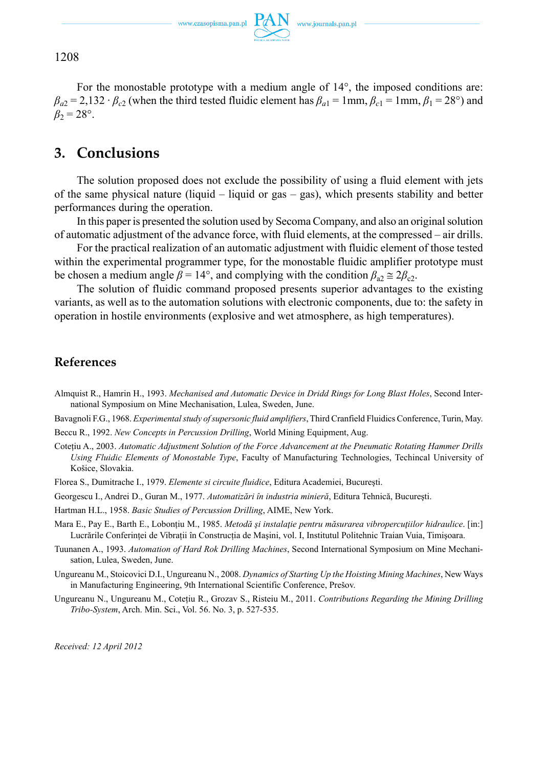For the monostable prototype with a medium angle of 14°, the imposed conditions are: $\beta_{a2} = 2{,}132 \cdot \beta_{c2}$ (when the third tested fluidic element has $\beta_{a1} = 1\text{mm}$, $\beta_{c1} = 1\text{mm}$, $\beta_1 = 28°$) and $\beta_2 = 28°$.

## 3. Conclusions

The solution proposed does not exclude the possibility of using a fluid element with jets of the same physical nature (liquid – liquid or gas – gas), which presents stability and better performances during the operation.

In this paper is presented the solution used by Secoma Company, and also an original solution of automatic adjustment of the advance force, with fluid elements, at the compressed – air drills.

For the practical realization of an automatic adjustment with fluidic element of those tested within the experimental programmer type, for the monostable fluidic amplifier prototype must be chosen a medium angle $\beta = 14°$, and complying with the condition $\beta_{a2} \cong 2\beta_{c2}$.

The solution of fluidic command proposed presents superior advantages to the existing variants, as well as to the automation solutions with electronic components, due to: the safety in operation in hostile environments (explosive and wet atmosphere, as high temperatures).

## References

Almquist R., Hamrin H., 1993. *Mechanised and Automatic Device in Dridd Rings for Long Blast Holes*, Second International Symposium on Mine Mechanisation, Lulea, Sweden, June.

Bavagnoli F.G., 1968. *Experimental study of supersonic fluid amplifiers*, Third Cranfield Fluidics Conference, Turin, May.

Beccu R., 1992. *New Concepts in Percussion Drilling*, World Mining Equipment, Aug.

Coteţiu A., 2003. *Automatic Adjustment Solution of the Force Advancement at the Pneumatic Rotating Hammer Drills Using Fluidic Elements of Monostable Type*, Faculty of Manufacturing Technologies, Techincal University of Košice, Slovakia.

Florea S., Dumitrache I., 1979. *Elemente si circuite fluidice*, Editura Academiei, Bucureşti.

Georgescu I., Andrei D., Guran M., 1977. *Automatizări în industria minieră*, Editura Tehnică, Bucureşti.

Hartman H.L., 1958. *Basic Studies of Percussion Drilling*, AIME, New York.

Mara E., Pay E., Barth E., Lobonţiu M., 1985. *Metodă şi instalaţie pentru măsurarea vibropercuţiilor hidraulice*. [in:] Lucrările Conferinţei de Vibraţii în Construcţia de Maşini, vol. I, Institutul Politehnic Traian Vuia, Timişoara.

Tuunanen A., 1993. *Automation of Hard Rok Drilling Machines*, Second International Symposium on Mine Mechanisation, Lulea, Sweden, June.

Ungureanu M., Stoicovici D.I., Ungureanu N., 2008. *Dynamics of Starting Up the Hoisting Mining Machines*, New Ways in Manufacturing Engineering, 9th International Scientific Conference, Prešov.

Ungureanu N., Ungureanu M., Coteţiu R., Grozav S., Risteiu M., 2011. *Contributions Regarding the Mining Drilling Tribo-System*, Arch. Min. Sci., Vol. 56. No. 3, p. 527-535.

*Received: 12 April 2012*